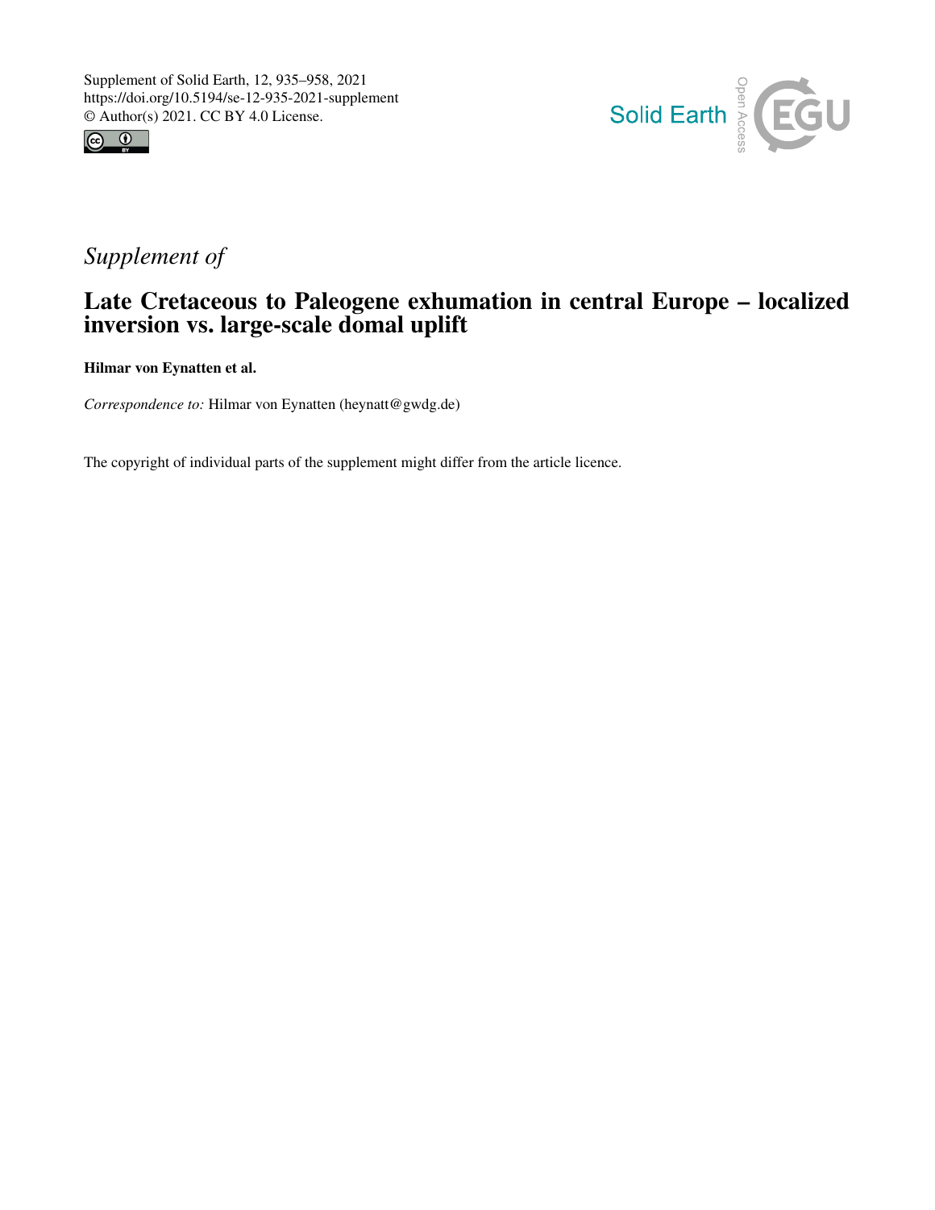Supplement of Solid Earth, 12, 935–958, 2021
https://doi.org/10.5194/se-12-935-2021-supplement
© Author(s) 2021. CC BY 4.0 License.

*Supplement of*

# Late Cretaceous to Paleogene exhumation in central Europe – localized inversion vs. large-scale domal uplift

**Hilmar von Eynatten et al.**

*Correspondence to:* Hilmar von Eynatten (heynatt@gwdg.de)

The copyright of individual parts of the supplement might differ from the article licence.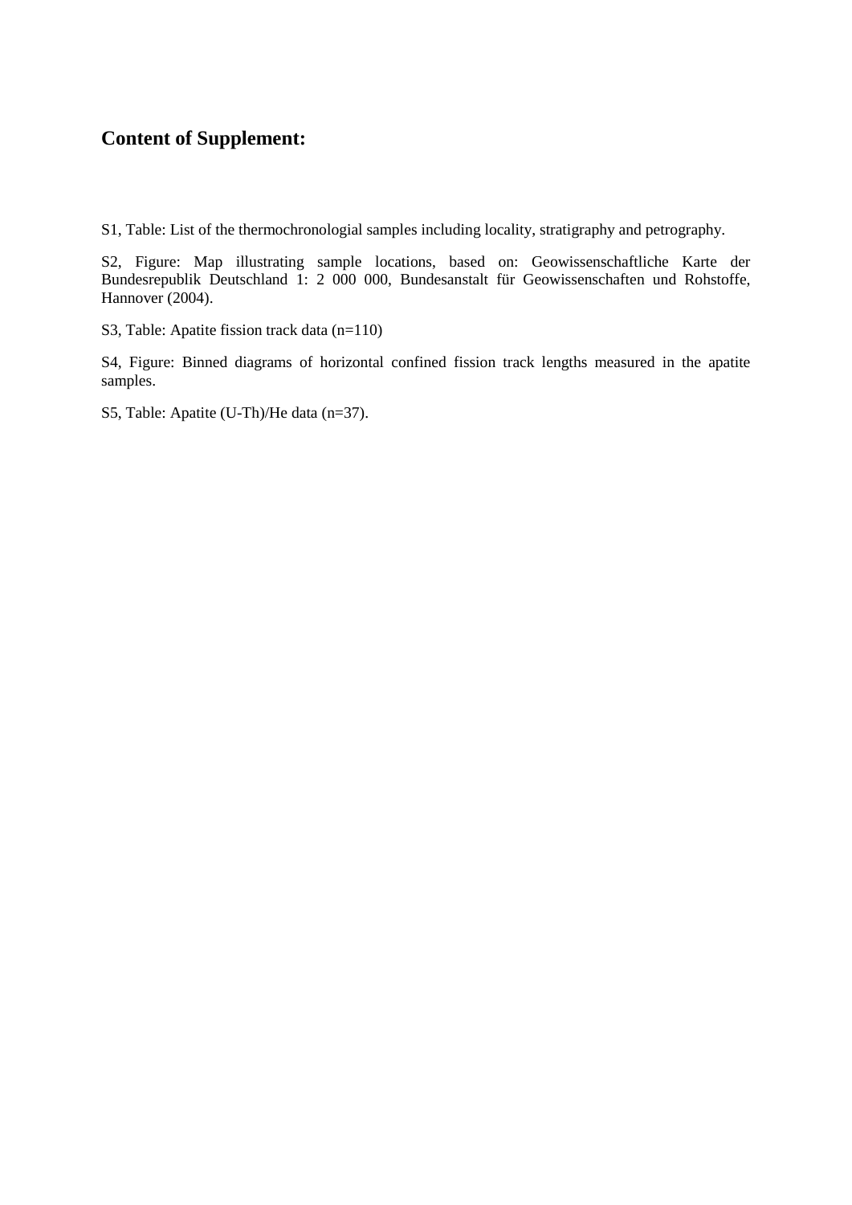# Content of Supplement:

S1, Table: List of the thermochronologial samples including locality, stratigraphy and petrography.

S2, Figure: Map illustrating sample locations, based on: Geowissenschaftliche Karte der Bundesrepublik Deutschland 1: 2 000 000, Bundesanstalt für Geowissenschaften und Rohstoffe, Hannover (2004).

S3, Table: Apatite fission track data (n=110)

S4, Figure: Binned diagrams of horizontal confined fission track lengths measured in the apatite samples.

S5, Table: Apatite (U-Th)/He data (n=37).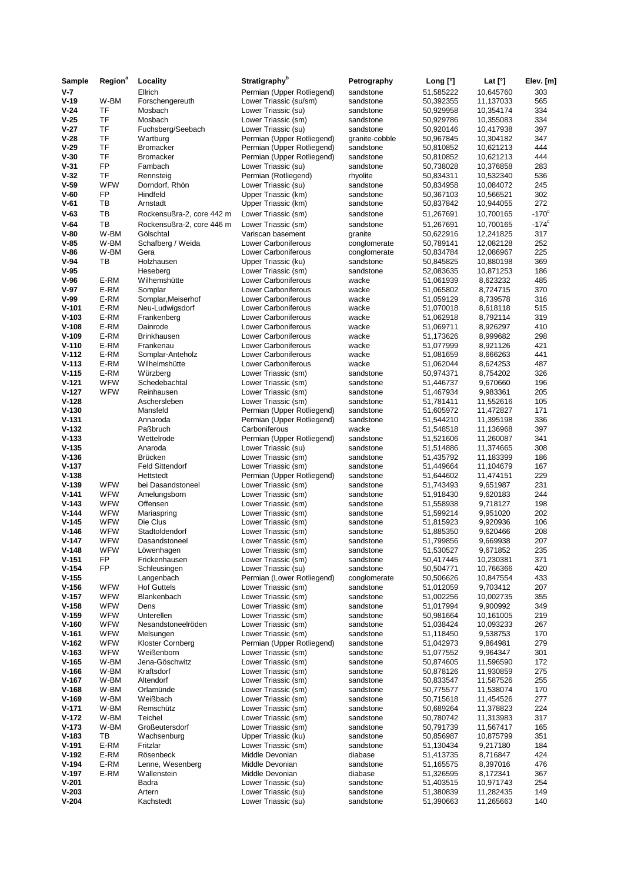| Sample | Region[a] | Locality | Stratigraphy[b] | Petrography | Long [°] | Lat [°] | Elev. [m] |
|---|---|---|---|---|---|---|---|
| **V-7** | | Ellrich | Permian (Upper Rotliegend) | sandstone | 51,585222 | 10,645760 | 303 |
| **V-19** | W-BM | Forschengereuth | Lower Triassic (su/sm) | sandstone | 50,392355 | 11,137033 | 565 |
| **V-24** | TF | Mosbach | Lower Triassic (su) | sandstone | 50,929958 | 10,354174 | 334 |
| **V-25** | TF | Mosbach | Lower Triassic (sm) | sandstone | 50,929786 | 10,355083 | 334 |
| **V-27** | TF | Fuchsberg/Seebach | Lower Triassic (su) | sandstone | 50,920146 | 10,417938 | 397 |
| **V-28** | TF | Wartburg | Permian (Upper Rotliegend) | granite-cobble | 50,967845 | 10,304182 | 347 |
| **V-29** | TF | Bromacker | Permian (Upper Rotliegend) | sandstone | 50,810852 | 10,621213 | 444 |
| **V-30** | TF | Bromacker | Permian (Upper Rotliegend) | sandstone | 50,810852 | 10,621213 | 444 |
| **V-31** | FP | Fambach | Lower Triassic (su) | sandstone | 50,738028 | 10,376858 | 283 |
| **V-32** | TF | Rennsteig | Permian (Rotliegend) | rhyolite | 50,834311 | 10,532340 | 536 |
| **V-59** | WFW | Dorndorf, Rhön | Lower Triassic (su) | sandstone | 50,834958 | 10,084072 | 245 |
| **V-60** | FP | Hindfeld | Upper Triassic (km) | sandstone | 50,367103 | 10,566521 | 302 |
| **V-61** | TB | Arnstadt | Upper Triassic (km) | sandstone | 50,837842 | 10,944055 | 272 |
| **V-63** | TB | Rockensußra-2, core 442 m | Lower Triassic (sm) | sandstone | 51,267691 | 10,700165 | -170[c] |
| **V-64** | TB | Rockensußra-2, core 446 m | Lower Triassic (sm) | sandstone | 51,267691 | 10,700165 | -174[c] |
| **V-80** | W-BM | Gölschtal | Variscan basement | granite | 50,622916 | 12,241825 | 317 |
| **V-85** | W-BM | Schafberg / Weida | Lower Carboniferous | conglomerate | 50,789141 | 12,082128 | 252 |
| **V-86** | W-BM | Gera | Lower Carboniferous | conglomerate | 50,834784 | 12,086967 | 225 |
| **V-94** | TB | Holzhausen | Upper Triassic (ku) | sandstone | 50,845825 | 10,880198 | 369 |
| **V-95** | | Heseberg | Lower Triassic (sm) | sandstone | 52,083635 | 10,871253 | 186 |
| **V-96** | E-RM | Wilhemshütte | Lower Carboniferous | wacke | 51,061939 | 8,623232 | 485 |
| **V-97** | E-RM | Somplar | Lower Carboniferous | wacke | 51,065802 | 8,724715 | 370 |
| **V-99** | E-RM | Somplar,Meiserhof | Lower Carboniferous | wacke | 51,059129 | 8,739578 | 316 |
| **V-101** | E-RM | Neu-Ludwigsdorf | Lower Carboniferous | wacke | 51,070018 | 8,618118 | 515 |
| **V-103** | E-RM | Frankenberg | Lower Carboniferous | wacke | 51,062918 | 8,792114 | 319 |
| **V-108** | E-RM | Dainrode | Lower Carboniferous | wacke | 51,069711 | 8,926297 | 410 |
| **V-109** | E-RM | Brinkhausen | Lower Carboniferous | wacke | 51,173626 | 8,999682 | 298 |
| **V-110** | E-RM | Frankenau | Lower Carboniferous | wacke | 51,077999 | 8,921126 | 421 |
| **V-112** | E-RM | Somplar-Anteholz | Lower Carboniferous | wacke | 51,081659 | 8,666263 | 441 |
| **V-113** | E-RM | Wilhelmshütte | Lower Carboniferous | wacke | 51,062044 | 8,624253 | 487 |
| **V-115** | E-RM | Würzberg | Lower Triassic (sm) | sandstone | 50,974371 | 8,754202 | 326 |
| **V-121** | WFW | Schedebachtal | Lower Triassic (sm) | sandstone | 51,446737 | 9,670660 | 196 |
| **V-127** | WFW | Reinhausen | Lower Triassic (sm) | sandstone | 51,467934 | 9,983361 | 205 |
| **V-128** | | Aschersleben | Lower Triassic (sm) | sandstone | 51,781411 | 11,552616 | 105 |
| **V-130** | | Mansfeld | Permian (Upper Rotliegend) | sandstone | 51,605972 | 11,472827 | 171 |
| **V-131** | | Annaroda | Permian (Upper Rotliegend) | sandstone | 51,544210 | 11,395198 | 336 |
| **V-132** | | Paßbruch | Carboniferous | wacke | 51,548518 | 11,136968 | 397 |
| **V-133** | | Wettelrode | Permian (Upper Rotliegend) | sandstone | 51,521606 | 11,260087 | 341 |
| **V-135** | | Anaroda | Lower Triassic (su) | sandstone | 51,514886 | 11,374665 | 308 |
| **V-136** | | Brücken | Lower Triassic (sm) | sandstone | 51,435792 | 11,183399 | 186 |
| **V-137** | | Feld Sittendorf | Lower Triassic (sm) | sandstone | 51,449664 | 11,104679 | 167 |
| **V-138** | | Hettstedt | Permian (Upper Rotliegend) | sandstone | 51,644602 | 11,474151 | 229 |
| **V-139** | WFW | bei Dasandstoneel | Lower Triassic (sm) | sandstone | 51,743493 | 9,651987 | 231 |
| **V-141** | WFW | Amelungsborn | Lower Triassic (sm) | sandstone | 51,918430 | 9,620183 | 244 |
| **V-143** | WFW | Offensen | Lower Triassic (sm) | sandstone | 51,558938 | 9,718127 | 198 |
| **V-144** | WFW | Mariaspring | Lower Triassic (sm) | sandstone | 51,599214 | 9,951020 | 202 |
| **V-145** | WFW | Die Clus | Lower Triassic (sm) | sandstone | 51,815923 | 9,920936 | 106 |
| **V-146** | WFW | Stadtoldendorf | Lower Triassic (sm) | sandstone | 51,885350 | 9,620466 | 208 |
| **V-147** | WFW | Dasandstoneel | Lower Triassic (sm) | sandstone | 51,799856 | 9,669938 | 207 |
| **V-148** | WFW | Löwenhagen | Lower Triassic (sm) | sandstone | 51,530527 | 9,671852 | 235 |
| **V-151** | FP | Frickenhausen | Lower Triassic (sm) | sandstone | 50,417445 | 10,230381 | 371 |
| **V-154** | FP | Schleusingen | Lower Triassic (su) | sandstone | 50,504771 | 10,766366 | 420 |
| **V-155** | | Langenbach | Permian (Lower Rotliegend) | conglomerate | 50,506626 | 10,847554 | 433 |
| **V-156** | WFW | Hof Guttels | Lower Triassic (sm) | sandstone | 51,012059 | 9,703412 | 207 |
| **V-157** | WFW | Blankenbach | Lower Triassic (sm) | sandstone | 51,002256 | 10,002735 | 355 |
| **V-158** | WFW | Dens | Lower Triassic (sm) | sandstone | 51,017994 | 9,900992 | 349 |
| **V-159** | WFW | Unterellen | Lower Triassic (sm) | sandstone | 50,981664 | 10,161005 | 219 |
| **V-160** | WFW | Nesandstoneelröden | Lower Triassic (sm) | sandstone | 51,038424 | 10,093233 | 267 |
| **V-161** | WFW | Melsungen | Lower Triassic (sm) | sandstone | 51,118450 | 9,538753 | 170 |
| **V-162** | WFW | Kloster Cornberg | Permian (Upper Rotliegend) | sandstone | 51,042973 | 9,864981 | 279 |
| **V-163** | WFW | Weißenborn | Lower Triassic (sm) | sandstone | 51,077552 | 9,964347 | 301 |
| **V-165** | W-BM | Jena-Göschwitz | Lower Triassic (sm) | sandstone | 50,874605 | 11,596590 | 172 |
| **V-166** | W-BM | Kraftsdorf | Lower Triassic (sm) | sandstone | 50,878126 | 11,930859 | 275 |
| **V-167** | W-BM | Altendorf | Lower Triassic (sm) | sandstone | 50,833547 | 11,587526 | 255 |
| **V-168** | W-BM | Orlamünde | Lower Triassic (sm) | sandstone | 50,775577 | 11,538074 | 170 |
| **V-169** | W-BM | Weißbach | Lower Triassic (sm) | sandstone | 50,715618 | 11,454526 | 277 |
| **V-171** | W-BM | Remschütz | Lower Triassic (sm) | sandstone | 50,689264 | 11,378823 | 224 |
| **V-172** | W-BM | Teichel | Lower Triassic (sm) | sandstone | 50,780742 | 11,313983 | 317 |
| **V-173** | W-BM | Großeutersdorf | Lower Triassic (sm) | sandstone | 50,791739 | 11,567417 | 165 |
| **V-183** | TB | Wachsenburg | Upper Triassic (ku) | sandstone | 50,856987 | 10,875799 | 351 |
| **V-191** | E-RM | Fritzlar | Lower Triassic (sm) | sandstone | 51,130434 | 9,217180 | 184 |
| **V-192** | E-RM | Rösenbeck | Middle Devonian | diabase | 51,413735 | 8,716847 | 424 |
| **V-194** | E-RM | Lenne, Wesenberg | Middle Devonian | sandstone | 51,165575 | 8,397016 | 476 |
| **V-197** | E-RM | Wallenstein | Middle Devonian | diabase | 51,326595 | 8,172341 | 367 |
| **V-201** | | Badra | Lower Triassic (su) | sandstone | 51,403515 | 10,971743 | 254 |
| **V-203** | | Artern | Lower Triassic (su) | sandstone | 51,380839 | 11,282435 | 149 |
| **V-204** | | Kachstedt | Lower Triassic (su) | sandstone | 51,390663 | 11,265663 | 140 |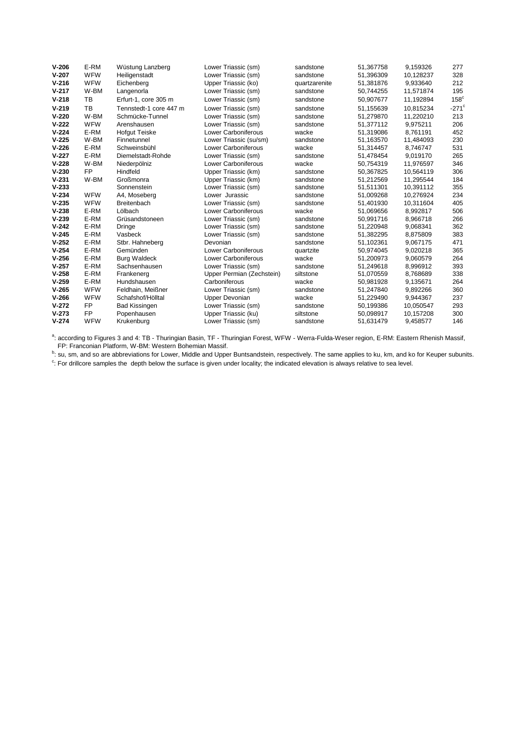| | | | | | | | |
|---|---|---|---|---|---|---|---|
| **V-206** | E-RM | Wüstung Lanzberg | Lower Triassic (sm) | sandstone | 51,367758 | 9,159326 | 277 |
| **V-207** | WFW | Heiligenstadt | Lower Triassic (sm) | sandstone | 51,396309 | 10,128237 | 328 |
| **V-216** | WFW | Eichenberg | Upper Triassic (ko) | quartzarenite | 51,381876 | 9,933640 | 212 |
| **V-217** | W-BM | Langenorla | Lower Triassic (sm) | sandstone | 50,744255 | 11,571874 | 195 |
| **V-218** | TB | Erfurt-1, core 305 m | Lower Triassic (sm) | sandstone | 50,907677 | 11,192894 | 158[c] |
| **V-219** | TB | Tennstedt-1 core 447 m | Lower Triassic (sm) | sandstone | 51,155639 | 10,815234 | -271[c] |
| **V-220** | W-BM | Schmücke-Tunnel | Lower Triassic (sm) | sandstone | 51,279870 | 11,220210 | 213 |
| **V-222** | WFW | Arenshausen | Lower Triassic (sm) | sandstone | 51,377112 | 9,975211 | 206 |
| **V-224** | E-RM | Hofgut Teiske | Lower Carboniferous | wacke | 51,319086 | 8,761191 | 452 |
| **V-225** | W-BM | Finnetunnel | Lower Triassic (su/sm) | sandstone | 51,163570 | 11,484093 | 230 |
| **V-226** | E-RM | Schweinsbühl | Lower Carboniferous | wacke | 51,314457 | 8,746747 | 531 |
| **V-227** | E-RM | Diemelstadt-Rohde | Lower Triassic (sm) | sandstone | 51,478454 | 9,019170 | 265 |
| **V-228** | W-BM | Niederpölniz | Lower Carboniferous | wacke | 50,754319 | 11,976597 | 346 |
| **V-230** | FP | Hindfeld | Upper Triassic (km) | sandstone | 50,367825 | 10,564119 | 306 |
| **V-231** | W-BM | Großmonra | Upper Triassic (km) | sandstone | 51,212569 | 11,295544 | 184 |
| **V-233** | | Sonnenstein | Lower Triassic (sm) | sandstone | 51,511301 | 10,391112 | 355 |
| **V-234** | WFW | A4, Moseberg | Lower Jurassic | sandstone | 51,009268 | 10,276924 | 234 |
| **V-235** | WFW | Breitenbach | Lower Triassic (sm) | sandstone | 51,401930 | 10,311604 | 405 |
| **V-238** | E-RM | Lölbach | Lower Carboniferous | wacke | 51,069656 | 8,992817 | 506 |
| **V-239** | E-RM | Grüsandstoneen | Lower Triassic (sm) | sandstone | 50,991716 | 8,966718 | 266 |
| **V-242** | E-RM | Dringe | Lower Triassic (sm) | sandstone | 51,220948 | 9,068341 | 362 |
| **V-245** | E-RM | Vasbeck | Lower Triassic (sm) | sandstone | 51,382295 | 8,875809 | 383 |
| **V-252** | E-RM | Stbr. Hahneberg | Devonian | sandstone | 51,102361 | 9,067175 | 471 |
| **V-254** | E-RM | Gemünden | Lower Carboniferous | quartzite | 50,974045 | 9,020218 | 365 |
| **V-256** | E-RM | Burg Waldeck | Lower Carboniferous | wacke | 51,200973 | 9,060579 | 264 |
| **V-257** | E-RM | Sachsenhausen | Lower Triassic (sm) | sandstone | 51,249618 | 8,996912 | 393 |
| **V-258** | E-RM | Frankenerg | Upper Permian (Zechstein) | siltstone | 51,070559 | 8,768689 | 338 |
| **V-259** | E-RM | Hundshausen | Carboniferous | wacke | 50,981928 | 9,135671 | 264 |
| **V-265** | WFW | Feldhain, Meißner | Lower Triassic (sm) | sandstone | 51,247840 | 9,892266 | 360 |
| **V-266** | WFW | Schafshof/Hölltal | Upper Devonian | wacke | 51,229490 | 9,944367 | 237 |
| **V-272** | FP | Bad Kissingen | Lower Triassic (sm) | sandstone | 50,199386 | 10,050547 | 293 |
| **V-273** | FP | Popenhausen | Upper Triassic (ku) | siltstone | 50,098917 | 10,157208 | 300 |
| **V-274** | WFW | Krukenburg | Lower Triassic (sm) | sandstone | 51,631479 | 9,458577 | 146 |

[a]: according to Figures 3 and 4: TB - Thuringian Basin, TF - Thuringian Forest, WFW - Werra-Fulda-Weser region, E-RM: Eastern Rhenish Massif, FP: Franconian Platform, W-BM: Western Bohemian Massif.

[b]: su, sm, and so are abbreviations for Lower, Middle and Upper Buntsandstein, respectively. The same applies to ku, km, and ko for Keuper subunits.

[c]: For drillcore samples the depth below the surface is given under locality; the indicated elevation is always relative to sea level.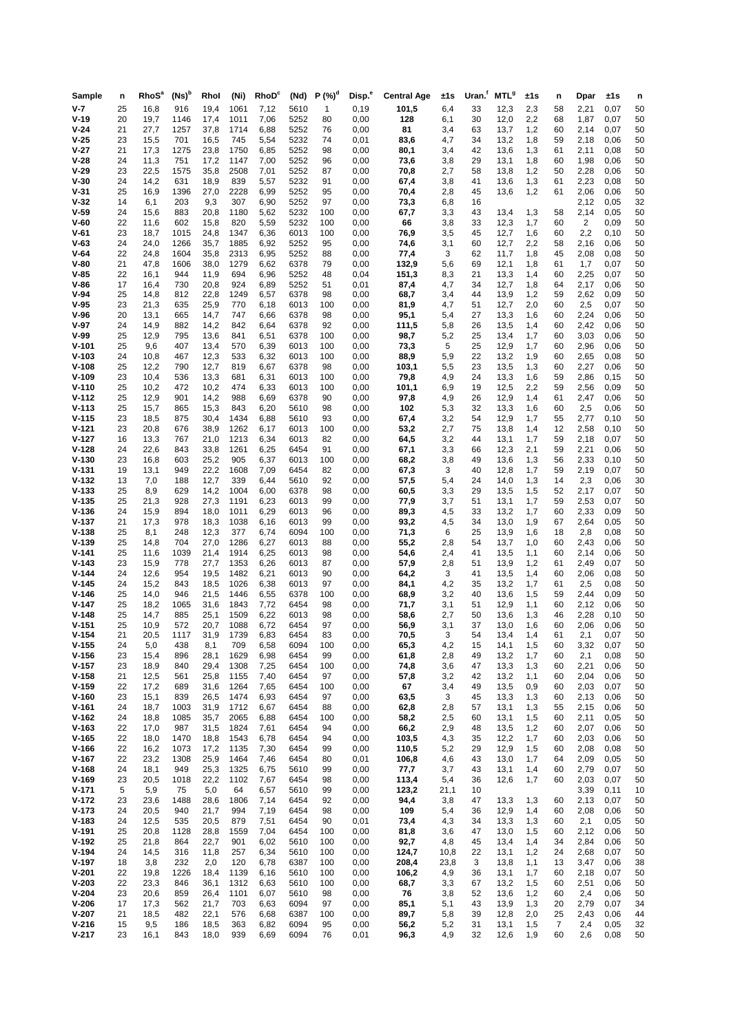| Sample | n | RhoS[a] | (Ns)[b] | RhoI | (Ni) | RhoD[c] | (Nd) | P (%)[d] | Disp.[e] | Central Age | ±1s | Uran.[f] | MTL[g] | ±1s | n | Dpar | ±1s | n |
|---|---|---|---|---|---|---|---|---|---|---|---|---|---|---|---|---|---|---|
| V-7 | 25 | 16,8 | 916 | 19,4 | 1061 | 7,12 | 5610 | 1 | 0,19 | **101,5** | 6,4 | 33 | 12,3 | 2,3 | 58 | 2,21 | 0,07 | 50 |
| V-19 | 20 | 19,7 | 1146 | 17,4 | 1011 | 7,06 | 5252 | 80 | 0,00 | **128** | 6,1 | 30 | 12,0 | 2,2 | 68 | 1,87 | 0,07 | 50 |
| V-24 | 21 | 27,7 | 1257 | 37,8 | 1714 | 6,88 | 5252 | 76 | 0,00 | **81** | 3,4 | 63 | 13,7 | 1,2 | 60 | 2,14 | 0,07 | 50 |
| V-25 | 23 | 15,5 | 701 | 16,5 | 745 | 5,54 | 5232 | 74 | 0,01 | **83,6** | 4,7 | 34 | 13,2 | 1,8 | 59 | 2,18 | 0,06 | 50 |
| V-27 | 21 | 17,3 | 1275 | 23,8 | 1750 | 6,85 | 5252 | 98 | 0,00 | **80,1** | 3,4 | 42 | 13,6 | 1,3 | 61 | 2,11 | 0,08 | 50 |
| V-28 | 24 | 11,3 | 751 | 17,2 | 1147 | 7,00 | 5252 | 96 | 0,00 | **73,6** | 3,8 | 29 | 13,1 | 1,8 | 60 | 1,98 | 0,06 | 50 |
| V-29 | 23 | 22,5 | 1575 | 35,8 | 2508 | 7,01 | 5252 | 87 | 0,00 | **70,8** | 2,7 | 58 | 13,8 | 1,2 | 50 | 2,28 | 0,06 | 50 |
| V-30 | 24 | 14,2 | 631 | 18,9 | 839 | 5,57 | 5232 | 91 | 0,00 | **67,4** | 3,8 | 41 | 13,6 | 1,3 | 61 | 2,23 | 0,08 | 50 |
| V-31 | 25 | 16,9 | 1396 | 27,0 | 2228 | 6,99 | 5252 | 95 | 0,00 | **70,4** | 2,8 | 45 | 13,6 | 1,2 | 61 | 2,06 | 0,06 | 50 |
| V-32 | 14 | 6,1 | 203 | 9,3 | 307 | 6,90 | 5252 | 97 | 0,00 | **73,3** | 6,8 | 16 | | | | 2,12 | 0,05 | 32 |
| V-59 | 24 | 15,6 | 883 | 20,8 | 1180 | 5,62 | 5232 | 100 | 0,00 | **67,7** | 3,3 | 43 | 13,4 | 1,3 | 58 | 2,14 | 0,05 | 50 |
| V-60 | 22 | 11,6 | 602 | 15,8 | 820 | 5,59 | 5232 | 100 | 0,00 | **66** | 3,8 | 33 | 12,3 | 1,7 | 60 | 2 | 0,09 | 50 |
| V-61 | 23 | 18,7 | 1015 | 24,8 | 1347 | 6,36 | 6013 | 100 | 0,00 | **76,9** | 3,5 | 45 | 12,7 | 1,6 | 60 | 2,2 | 0,10 | 50 |
| V-63 | 24 | 24,0 | 1266 | 35,7 | 1885 | 6,92 | 5252 | 95 | 0,00 | **74,6** | 3,1 | 60 | 12,7 | 2,2 | 58 | 2,16 | 0,06 | 50 |
| V-64 | 22 | 24,8 | 1604 | 35,8 | 2313 | 6,66 | 5252 | 88 | 0,00 | **77,4** | 3 | 62 | 11,7 | 1,8 | 45 | 2,08 | 0,08 | 50 |
| V-80 | 21 | 47,8 | 1606 | 38,0 | 1279 | 6,62 | 6378 | 79 | 0,00 | **132,9** | 5,6 | 69 | 12,1 | 1,8 | 61 | 1,7 | 0,07 | 50 |
| V-85 | 22 | 16,1 | 944 | 11,9 | 694 | 6,96 | 5252 | 48 | 0,04 | **151,3** | 8,3 | 21 | 13,3 | 1,4 | 60 | 2,25 | 0,07 | 50 |
| V-86 | 17 | 16,4 | 730 | 20,8 | 924 | 6,89 | 5252 | 51 | 0,01 | **87,4** | 4,7 | 34 | 12,7 | 1,8 | 64 | 2,17 | 0,06 | 50 |
| V-94 | 25 | 14,8 | 812 | 22,8 | 1249 | 6,57 | 6378 | 98 | 0,00 | **68,7** | 3,4 | 44 | 13,9 | 1,2 | 59 | 2,62 | 0,09 | 50 |
| V-95 | 23 | 21,3 | 635 | 25,9 | 770 | 6,18 | 6013 | 100 | 0,00 | **81,9** | 4,7 | 51 | 12,7 | 2,0 | 60 | 2,5 | 0,07 | 50 |
| V-96 | 20 | 13,1 | 665 | 14,7 | 747 | 6,66 | 6378 | 98 | 0,00 | **95,1** | 5,4 | 27 | 13,3 | 1,6 | 60 | 2,24 | 0,06 | 50 |
| V-97 | 24 | 14,9 | 882 | 14,2 | 842 | 6,64 | 6378 | 92 | 0,00 | **111,5** | 5,8 | 26 | 13,5 | 1,4 | 60 | 2,42 | 0,06 | 50 |
| V-99 | 25 | 12,9 | 795 | 13,6 | 841 | 6,51 | 6378 | 100 | 0,00 | **98,7** | 5,2 | 25 | 13,4 | 1,7 | 60 | 3,03 | 0,06 | 50 |
| V-101 | 25 | 9,6 | 407 | 13,4 | 570 | 6,39 | 6013 | 100 | 0,00 | **73,3** | 5 | 25 | 12,9 | 1,7 | 60 | 2,96 | 0,06 | 50 |
| V-103 | 24 | 10,8 | 467 | 12,3 | 533 | 6,32 | 6013 | 100 | 0,00 | **88,9** | 5,9 | 22 | 13,2 | 1,9 | 60 | 2,65 | 0,08 | 50 |
| V-108 | 25 | 12,2 | 790 | 12,7 | 819 | 6,67 | 6378 | 98 | 0,00 | **103,1** | 5,5 | 23 | 13,5 | 1,3 | 60 | 2,27 | 0,06 | 50 |
| V-109 | 23 | 10,4 | 536 | 13,3 | 681 | 6,31 | 6013 | 100 | 0,00 | **79,8** | 4,9 | 24 | 13,3 | 1,6 | 59 | 2,86 | 0,15 | 50 |
| V-110 | 25 | 10,2 | 472 | 10,2 | 474 | 6,33 | 6013 | 100 | 0,00 | **101,1** | 6,9 | 19 | 12,5 | 2,2 | 59 | 2,56 | 0,09 | 50 |
| V-112 | 25 | 12,9 | 901 | 14,2 | 988 | 6,69 | 6378 | 90 | 0,00 | **97,8** | 4,9 | 26 | 12,9 | 1,4 | 61 | 2,47 | 0,06 | 50 |
| V-113 | 25 | 15,7 | 865 | 15,3 | 843 | 6,20 | 5610 | 98 | 0,00 | **102** | 5,3 | 32 | 13,3 | 1,6 | 60 | 2,5 | 0,06 | 50 |
| V-115 | 23 | 18,5 | 875 | 30,4 | 1434 | 6,88 | 5610 | 93 | 0,00 | **67,4** | 3,2 | 54 | 12,9 | 1,7 | 55 | 2,77 | 0,10 | 50 |
| V-121 | 23 | 20,8 | 676 | 38,9 | 1262 | 6,17 | 6013 | 100 | 0,00 | **53,2** | 2,7 | 75 | 13,8 | 1,4 | 12 | 2,58 | 0,10 | 50 |
| V-127 | 16 | 13,3 | 767 | 21,0 | 1213 | 6,34 | 6013 | 82 | 0,00 | **64,5** | 3,2 | 44 | 13,1 | 1,7 | 59 | 2,18 | 0,07 | 50 |
| V-128 | 24 | 22,6 | 843 | 33,8 | 1261 | 6,25 | 6454 | 91 | 0,00 | **67,1** | 3,3 | 66 | 12,3 | 2,1 | 59 | 2,21 | 0,06 | 50 |
| V-130 | 23 | 16,8 | 603 | 25,2 | 905 | 6,37 | 6013 | 100 | 0,00 | **68,2** | 3,8 | 49 | 13,6 | 1,3 | 56 | 2,33 | 0,10 | 50 |
| V-131 | 19 | 13,1 | 949 | 22,2 | 1608 | 7,09 | 6454 | 82 | 0,00 | **67,3** | 3 | 40 | 12,8 | 1,7 | 59 | 2,19 | 0,07 | 50 |
| V-132 | 13 | 7,0 | 188 | 12,7 | 339 | 6,44 | 5610 | 92 | 0,00 | **57,5** | 5,4 | 24 | 14,0 | 1,3 | 14 | 2,3 | 0,06 | 30 |
| V-133 | 25 | 8,9 | 629 | 14,2 | 1004 | 6,00 | 6378 | 98 | 0,00 | **60,5** | 3,3 | 29 | 13,5 | 1,5 | 52 | 2,17 | 0,07 | 50 |
| V-135 | 25 | 21,3 | 928 | 27,3 | 1191 | 6,23 | 6013 | 99 | 0,00 | **77,9** | 3,7 | 51 | 13,1 | 1,7 | 59 | 2,53 | 0,07 | 50 |
| V-136 | 24 | 15,9 | 894 | 18,0 | 1011 | 6,29 | 6013 | 96 | 0,00 | **89,3** | 4,5 | 33 | 13,2 | 1,7 | 60 | 2,33 | 0,09 | 50 |
| V-137 | 21 | 17,3 | 978 | 18,3 | 1038 | 6,16 | 6013 | 99 | 0,00 | **93,2** | 4,5 | 34 | 13,0 | 1,9 | 67 | 2,64 | 0,05 | 50 |
| V-138 | 25 | 8,1 | 248 | 12,3 | 377 | 6,74 | 6094 | 100 | 0,00 | **71,3** | 6 | 25 | 13,9 | 1,6 | 18 | 2,8 | 0,08 | 50 |
| V-139 | 25 | 14,8 | 704 | 27,0 | 1286 | 6,27 | 6013 | 88 | 0,00 | **55,2** | 2,8 | 54 | 13,7 | 1,0 | 60 | 2,43 | 0,06 | 50 |
| V-141 | 25 | 11,6 | 1039 | 21,4 | 1914 | 6,25 | 6013 | 98 | 0,00 | **54,6** | 2,4 | 41 | 13,5 | 1,1 | 60 | 2,14 | 0,06 | 50 |
| V-143 | 23 | 15,9 | 778 | 27,7 | 1353 | 6,26 | 6013 | 87 | 0,00 | **57,9** | 2,8 | 51 | 13,9 | 1,2 | 61 | 2,49 | 0,07 | 50 |
| V-144 | 24 | 12,6 | 954 | 19,5 | 1482 | 6,21 | 6013 | 90 | 0,00 | **64,2** | 3 | 41 | 13,5 | 1,4 | 60 | 2,06 | 0,08 | 50 |
| V-145 | 24 | 15,2 | 843 | 18,5 | 1026 | 6,38 | 6013 | 97 | 0,00 | **84,1** | 4,2 | 35 | 13,2 | 1,7 | 61 | 2,5 | 0,08 | 50 |
| V-146 | 25 | 14,0 | 946 | 21,5 | 1446 | 6,55 | 6378 | 100 | 0,00 | **68,9** | 3,2 | 40 | 13,6 | 1,5 | 59 | 2,44 | 0,09 | 50 |
| V-147 | 25 | 18,2 | 1065 | 31,6 | 1843 | 7,72 | 6454 | 98 | 0,00 | **71,7** | 3,1 | 51 | 12,9 | 1,1 | 60 | 2,12 | 0,06 | 50 |
| V-148 | 25 | 14,7 | 885 | 25,1 | 1509 | 6,22 | 6013 | 98 | 0,00 | **58,6** | 2,7 | 50 | 13,6 | 1,3 | 46 | 2,28 | 0,10 | 50 |
| V-151 | 25 | 10,9 | 572 | 20,7 | 1088 | 6,72 | 6454 | 97 | 0,00 | **56,9** | 3,1 | 37 | 13,0 | 1,6 | 60 | 2,06 | 0,06 | 50 |
| V-154 | 21 | 20,5 | 1117 | 31,9 | 1739 | 6,83 | 6454 | 83 | 0,00 | **70,5** | 3 | 54 | 13,4 | 1,4 | 61 | 2,1 | 0,07 | 50 |
| V-155 | 24 | 5,0 | 438 | 8,1 | 709 | 6,58 | 6094 | 100 | 0,00 | **65,3** | 4,2 | 15 | 14,1 | 1,5 | 60 | 3,32 | 0,07 | 50 |
| V-156 | 23 | 15,4 | 896 | 28,1 | 1629 | 6,98 | 6454 | 99 | 0,00 | **61,8** | 2,8 | 49 | 13,2 | 1,7 | 60 | 2,1 | 0,08 | 50 |
| V-157 | 23 | 18,9 | 840 | 29,4 | 1308 | 7,25 | 6454 | 100 | 0,00 | **74,8** | 3,6 | 47 | 13,3 | 1,3 | 60 | 2,21 | 0,06 | 50 |
| V-158 | 21 | 12,5 | 561 | 25,8 | 1155 | 7,40 | 6454 | 97 | 0,00 | **57,8** | 3,2 | 42 | 13,2 | 1,1 | 60 | 2,04 | 0,06 | 50 |
| V-159 | 22 | 17,2 | 689 | 31,6 | 1264 | 7,65 | 6454 | 100 | 0,00 | **67** | 3,4 | 49 | 13,5 | 0,9 | 60 | 2,03 | 0,07 | 50 |
| V-160 | 23 | 15,1 | 839 | 26,5 | 1474 | 6,93 | 6454 | 97 | 0,00 | **63,5** | 3 | 45 | 13,3 | 1,3 | 60 | 2,13 | 0,06 | 50 |
| V-161 | 24 | 18,7 | 1003 | 31,9 | 1712 | 6,67 | 6454 | 88 | 0,00 | **62,8** | 2,8 | 57 | 13,1 | 1,3 | 55 | 2,15 | 0,06 | 50 |
| V-162 | 24 | 18,8 | 1085 | 35,7 | 2065 | 6,88 | 6454 | 100 | 0,00 | **58,2** | 2,5 | 60 | 13,1 | 1,5 | 60 | 2,11 | 0,05 | 50 |
| V-163 | 22 | 17,0 | 987 | 31,5 | 1824 | 7,61 | 6454 | 94 | 0,00 | **66,2** | 2,9 | 48 | 13,5 | 1,2 | 60 | 2,07 | 0,06 | 50 |
| V-165 | 22 | 18,0 | 1470 | 18,8 | 1543 | 6,78 | 6454 | 94 | 0,00 | **103,5** | 4,3 | 35 | 12,2 | 1,7 | 60 | 2,03 | 0,06 | 50 |
| V-166 | 22 | 16,2 | 1073 | 17,2 | 1135 | 7,30 | 6454 | 99 | 0,00 | **110,5** | 5,2 | 29 | 12,9 | 1,5 | 60 | 2,08 | 0,08 | 50 |
| V-167 | 22 | 23,2 | 1308 | 25,9 | 1464 | 7,46 | 6454 | 80 | 0,01 | **106,8** | 4,6 | 43 | 13,0 | 1,7 | 64 | 2,09 | 0,05 | 50 |
| V-168 | 24 | 18,1 | 949 | 25,3 | 1325 | 6,75 | 5610 | 99 | 0,00 | **77,7** | 3,7 | 43 | 13,1 | 1,4 | 60 | 2,79 | 0,07 | 50 |
| V-169 | 23 | 20,5 | 1018 | 22,2 | 1102 | 7,67 | 6454 | 98 | 0,00 | **113,4** | 5,4 | 36 | 12,6 | 1,7 | 60 | 2,03 | 0,07 | 50 |
| V-171 | 5 | 5,9 | 75 | 5,0 | 64 | 6,57 | 5610 | 99 | 0,00 | **123,2** | 21,1 | 10 | | | | 3,39 | 0,11 | 10 |
| V-172 | 23 | 23,6 | 1488 | 28,6 | 1806 | 7,14 | 6454 | 92 | 0,00 | **94,4** | 3,8 | 47 | 13,3 | 1,3 | 60 | 2,13 | 0,07 | 50 |
| V-173 | 24 | 20,5 | 940 | 21,7 | 994 | 7,19 | 6454 | 98 | 0,00 | **109** | 5,4 | 36 | 12,9 | 1,4 | 60 | 2,08 | 0,06 | 50 |
| V-183 | 24 | 12,5 | 535 | 20,5 | 879 | 7,51 | 6454 | 90 | 0,01 | **73,4** | 4,3 | 34 | 13,3 | 1,3 | 60 | 2,1 | 0,05 | 50 |
| V-191 | 25 | 20,8 | 1128 | 28,8 | 1559 | 7,04 | 6454 | 100 | 0,00 | **81,8** | 3,6 | 47 | 13,0 | 1,5 | 60 | 2,12 | 0,06 | 50 |
| V-192 | 25 | 21,8 | 864 | 22,7 | 901 | 6,02 | 5610 | 100 | 0,00 | **92,7** | 4,8 | 45 | 13,4 | 1,4 | 34 | 2,84 | 0,06 | 50 |
| V-194 | 24 | 14,5 | 316 | 11,8 | 257 | 6,34 | 5610 | 100 | 0,00 | **124,7** | 10,8 | 22 | 13,1 | 1,2 | 24 | 2,68 | 0,07 | 50 |
| V-197 | 18 | 3,8 | 232 | 2,0 | 120 | 6,78 | 6387 | 100 | 0,00 | **208,4** | 23,8 | 3 | 13,8 | 1,1 | 13 | 3,47 | 0,06 | 38 |
| V-201 | 22 | 19,8 | 1226 | 18,4 | 1139 | 6,16 | 5610 | 100 | 0,00 | **106,2** | 4,9 | 36 | 13,1 | 1,7 | 60 | 2,18 | 0,07 | 50 |
| V-203 | 22 | 23,3 | 846 | 36,1 | 1312 | 6,63 | 5610 | 100 | 0,00 | **68,7** | 3,3 | 67 | 13,2 | 1,5 | 60 | 2,51 | 0,06 | 50 |
| V-204 | 23 | 20,6 | 859 | 26,4 | 1101 | 6,07 | 5610 | 98 | 0,00 | **76** | 3,8 | 52 | 13,6 | 1,2 | 60 | 2,4 | 0,06 | 50 |
| V-206 | 17 | 17,3 | 562 | 21,7 | 703 | 6,63 | 6094 | 97 | 0,00 | **85,1** | 5,1 | 43 | 13,9 | 1,3 | 20 | 2,79 | 0,07 | 34 |
| V-207 | 21 | 18,5 | 482 | 22,1 | 576 | 6,68 | 6387 | 100 | 0,00 | **89,7** | 5,8 | 39 | 12,8 | 2,0 | 25 | 2,43 | 0,06 | 44 |
| V-216 | 15 | 9,5 | 186 | 18,5 | 363 | 6,82 | 6094 | 95 | 0,00 | **56,2** | 5,2 | 31 | 13,1 | 1,5 | 7 | 2,4 | 0,05 | 32 |
| V-217 | 23 | 16,1 | 843 | 18,0 | 939 | 6,69 | 6094 | 76 | 0,01 | **96,3** | 4,9 | 32 | 12,6 | 1,9 | 60 | 2,6 | 0,08 | 50 |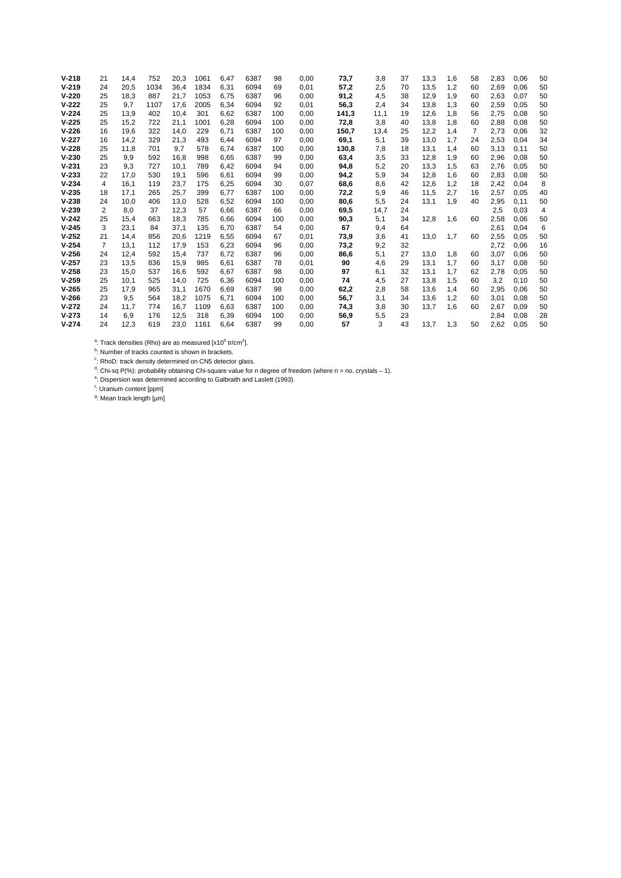| | | | | | | | | | | | | | | | | | | |
|---|---|---|---|---|---|---|---|---|---|---|---|---|---|---|---|---|---|---|
| **V-218** | 21 | 14,4 | 752 | 20,3 | 1061 | 6,47 | 6387 | 98 | 0,00 | **73,7** | 3,8 | 37 | 13,3 | 1,6 | 58 | 2,83 | 0,06 | 50 |
| **V-219** | 24 | 20,5 | 1034 | 36,4 | 1834 | 6,31 | 6094 | 69 | 0,01 | **57,2** | 2,5 | 70 | 13,5 | 1,2 | 60 | 2,69 | 0,06 | 50 |
| **V-220** | 25 | 18,3 | 887 | 21,7 | 1053 | 6,75 | 6387 | 96 | 0,00 | **91,2** | 4,5 | 38 | 12,9 | 1,9 | 60 | 2,63 | 0,07 | 50 |
| **V-222** | 25 | 9,7 | 1107 | 17,6 | 2005 | 6,34 | 6094 | 92 | 0,01 | **56,3** | 2,4 | 34 | 13,8 | 1,3 | 60 | 2,59 | 0,05 | 50 |
| **V-224** | 25 | 13,9 | 402 | 10,4 | 301 | 6,62 | 6387 | 100 | 0,00 | **141,3** | 11,1 | 19 | 12,6 | 1,8 | 56 | 2,75 | 0,08 | 50 |
| **V-225** | 25 | 15,2 | 722 | 21,1 | 1001 | 6,28 | 6094 | 100 | 0,00 | **72,8** | 3,8 | 40 | 13,8 | 1,8 | 60 | 2,88 | 0,08 | 50 |
| **V-226** | 16 | 19,6 | 322 | 14,0 | 229 | 6,71 | 6387 | 100 | 0,00 | **150,7** | 13,4 | 25 | 12,2 | 1,4 | 7 | 2,73 | 0,06 | 32 |
| **V-227** | 16 | 14,2 | 329 | 21,3 | 493 | 6,44 | 6094 | 97 | 0,00 | **69,1** | 5,1 | 39 | 13,0 | 1,7 | 24 | 2,53 | 0,04 | 34 |
| **V-228** | 25 | 11,8 | 701 | 9,7 | 578 | 6,74 | 6387 | 100 | 0,00 | **130,8** | 7,8 | 18 | 13,1 | 1,4 | 60 | 3,13 | 0,11 | 50 |
| **V-230** | 25 | 9,9 | 592 | 16,8 | 998 | 6,65 | 6387 | 99 | 0,00 | **63,4** | 3,5 | 33 | 12,8 | 1,9 | 60 | 2,96 | 0,08 | 50 |
| **V-231** | 23 | 9,3 | 727 | 10,1 | 789 | 6,42 | 6094 | 94 | 0,00 | **94,8** | 5,2 | 20 | 13,3 | 1,5 | 63 | 2,76 | 0,05 | 50 |
| **V-233** | 22 | 17,0 | 530 | 19,1 | 596 | 6,61 | 6094 | 99 | 0,00 | **94,2** | 5,9 | 34 | 12,8 | 1,6 | 60 | 2,83 | 0,08 | 50 |
| **V-234** | 4 | 16,1 | 119 | 23,7 | 175 | 6,25 | 6094 | 30 | 0,07 | **68,6** | 8,6 | 42 | 12,6 | 1,2 | 18 | 2,42 | 0,04 | 8 |
| **V-235** | 18 | 17,1 | 265 | 25,7 | 399 | 6,77 | 6387 | 100 | 0,00 | **72,2** | 5,9 | 46 | 11,5 | 2,7 | 16 | 2,57 | 0,05 | 40 |
| **V-238** | 24 | 10,0 | 406 | 13,0 | 528 | 6,52 | 6094 | 100 | 0,00 | **80,6** | 5,5 | 24 | 13,1 | 1,9 | 40 | 2,95 | 0,11 | 50 |
| **V-239** | 2 | 8,0 | 37 | 12,3 | 57 | 6,66 | 6387 | 66 | 0,00 | **69,5** | 14,7 | 24 | | | | 2,5 | 0,03 | 4 |
| **V-242** | 25 | 15,4 | 663 | 18,3 | 785 | 6,66 | 6094 | 100 | 0,00 | **90,3** | 5,1 | 34 | 12,8 | 1,6 | 60 | 2,58 | 0,06 | 50 |
| **V-245** | 3 | 23,1 | 84 | 37,1 | 135 | 6,70 | 6387 | 54 | 0,00 | **67** | 9,4 | 64 | | | | 2,61 | 0,04 | 6 |
| **V-252** | 21 | 14,4 | 856 | 20,6 | 1219 | 6,55 | 6094 | 67 | 0,01 | **73,9** | 3,6 | 41 | 13,0 | 1,7 | 60 | 2,55 | 0,05 | 50 |
| **V-254** | 7 | 13,1 | 112 | 17,9 | 153 | 6,23 | 6094 | 96 | 0,00 | **73,2** | 9,2 | 32 | | | | 2,72 | 0,06 | 16 |
| **V-256** | 24 | 12,4 | 592 | 15,4 | 737 | 6,72 | 6387 | 96 | 0,00 | **86,6** | 5,1 | 27 | 13,0 | 1,8 | 60 | 3,07 | 0,06 | 50 |
| **V-257** | 23 | 13,5 | 836 | 15,9 | 985 | 6,61 | 6387 | 78 | 0,01 | **90** | 4,6 | 29 | 13,1 | 1,7 | 60 | 3,17 | 0,08 | 50 |
| **V-258** | 23 | 15,0 | 537 | 16,6 | 592 | 6,67 | 6387 | 98 | 0,00 | **97** | 6,1 | 32 | 13,1 | 1,7 | 62 | 2,78 | 0,05 | 50 |
| **V-259** | 25 | 10,1 | 525 | 14,0 | 725 | 6,36 | 6094 | 100 | 0,00 | **74** | 4,5 | 27 | 13,8 | 1,5 | 60 | 3,2 | 0,10 | 50 |
| **V-265** | 25 | 17,9 | 965 | 31,1 | 1670 | 6,69 | 6387 | 98 | 0,00 | **62,2** | 2,8 | 58 | 13,6 | 1,4 | 60 | 2,95 | 0,06 | 50 |
| **V-266** | 23 | 9,5 | 564 | 18,2 | 1075 | 6,71 | 6094 | 100 | 0,00 | **56,7** | 3,1 | 34 | 13,6 | 1,2 | 60 | 3,01 | 0,08 | 50 |
| **V-272** | 24 | 11,7 | 774 | 16,7 | 1109 | 6,63 | 6387 | 100 | 0,00 | **74,3** | 3,8 | 30 | 13,7 | 1,6 | 60 | 2,67 | 0,09 | 50 |
| **V-273** | 14 | 6,9 | 176 | 12,5 | 318 | 6,39 | 6094 | 100 | 0,00 | **56,9** | 5,5 | 23 | | | | 2,84 | 0,08 | 28 |
| **V-274** | 24 | 12,3 | 619 | 23,0 | 1161 | 6,64 | 6387 | 99 | 0,00 | **57** | 3 | 43 | 13,7 | 1,3 | 50 | 2,62 | 0,05 | 50 |

[a]: Track densities (Rho) are as measured [x$10^5$ tr/cm$^2$].

[b]: Number of tracks counted is shown in brackets.

[c]: RhoD: track density determined on CN5 detector glass.

[d]: Chi-sq P(%): probability obtaining Chi-square value for n degree of freedom (where n = no. crystals – 1).

[e]: Dispersion was determined according to Galbraith and Laslett (1993).

[f]: Uranium content [ppm]

[g]: Mean track length [µm]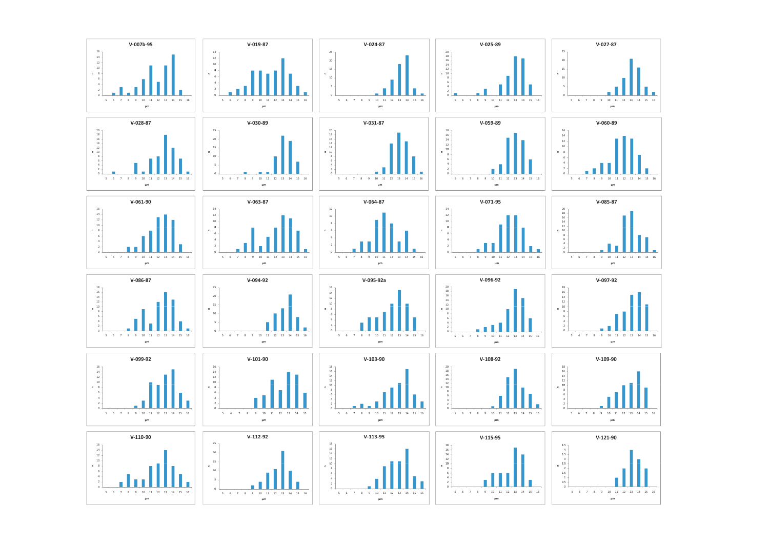V-007b-95

V-019-87

V-024-87

V-025-89

V-027-87

V-028-87

V-030-89

V-031-87

V-059-89

V-060-89

V-061-90

V-063-87

V-064-87

V-071-95

V-085-87

V-086-87

V-094-92

V-095-92a

V-096-92

V-097-92

V-099-92

V-101-90

V-103-90

V-108-92

V-109-90

V-110-90

V-112-92

V-113-95

V-115-95

V-121-90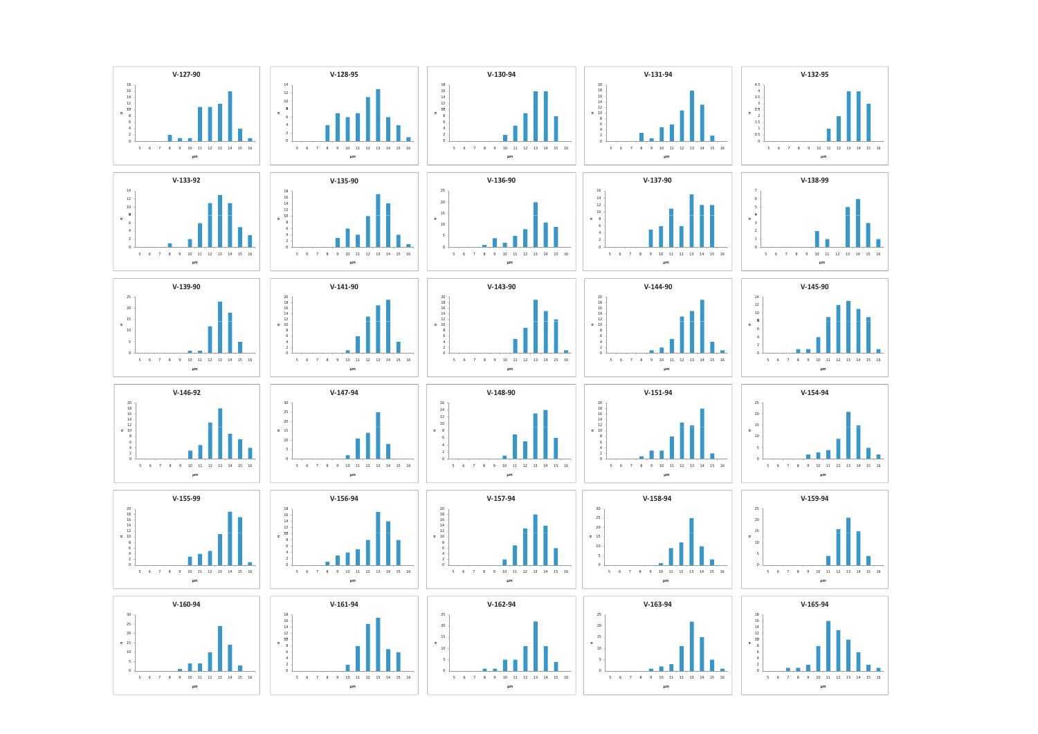**V-127-90**

**V-128-95**

**V-130-94**

**V-131-94**

**V-132-95**

**V-133-92**

**V-135-90**

**V-136-90**

**V-137-90**

**V-138-99**

**V-139-90**

**V-141-90**

**V-143-90**

**V-144-90**

**V-145-90**

**V-146-92**

**V-147-94**

**V-148-90**

**V-151-94**

**V-154-94**

**V-155-99**

**V-156-94**

**V-157-94**

**V-158-94**

**V-159-94**

**V-160-94**

**V-161-94**

**V-162-94**

**V-163-94**

**V-165-94**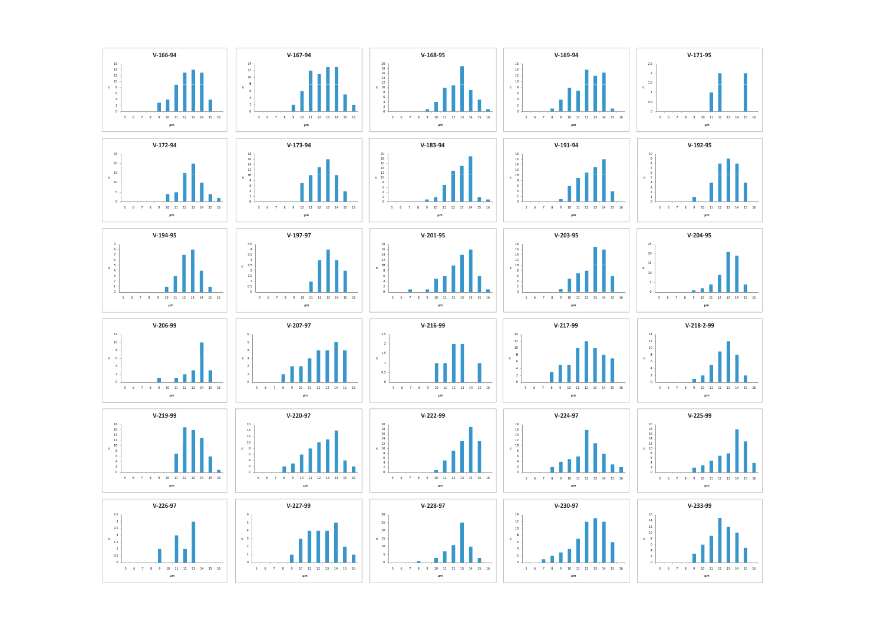V-166-94

V-167-94

V-168-95

V-169-94

V-171-95

V-172-94

V-173-94

V-183-94

V-191-94

V-192-95

V-194-95

V-197-97

V-201-95

V-203-95

V-204-95

V-206-99

V-207-97

V-216-99

V-217-99

V-218-2-99

V-219-99

V-220-97

V-222-99

V-224-97

V-225-99

V-226-97

V-227-99

V-228-97

V-230-97

V-233-99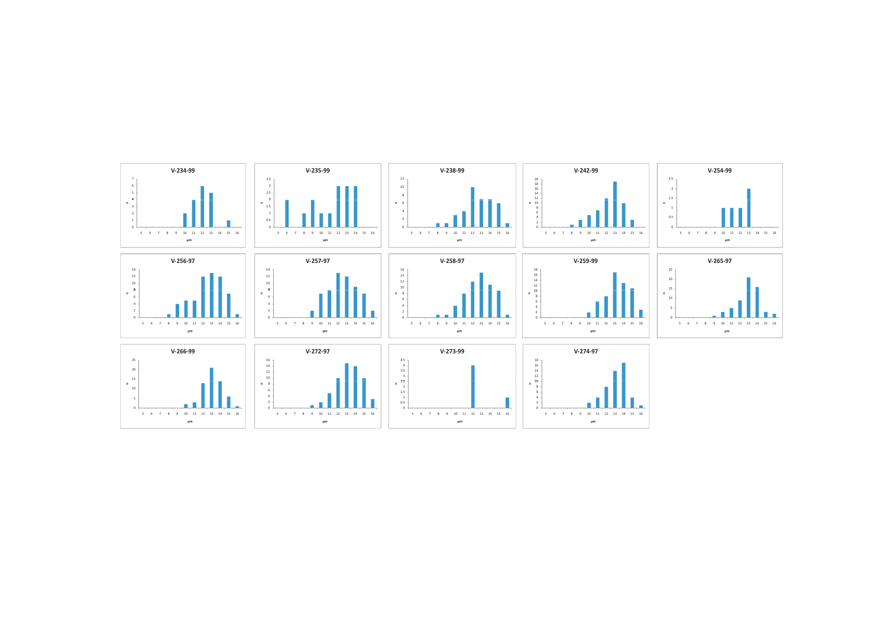**V-234-99**

**V-235-99**

**V-238-99**

**V-242-99**

**V-254-99**

**V-256-97**

**V-257-97**

**V-258-97**

**V-259-99**

**V-265-97**

**V-266-99**

**V-272-97**

**V-273-99**

**V-274-97**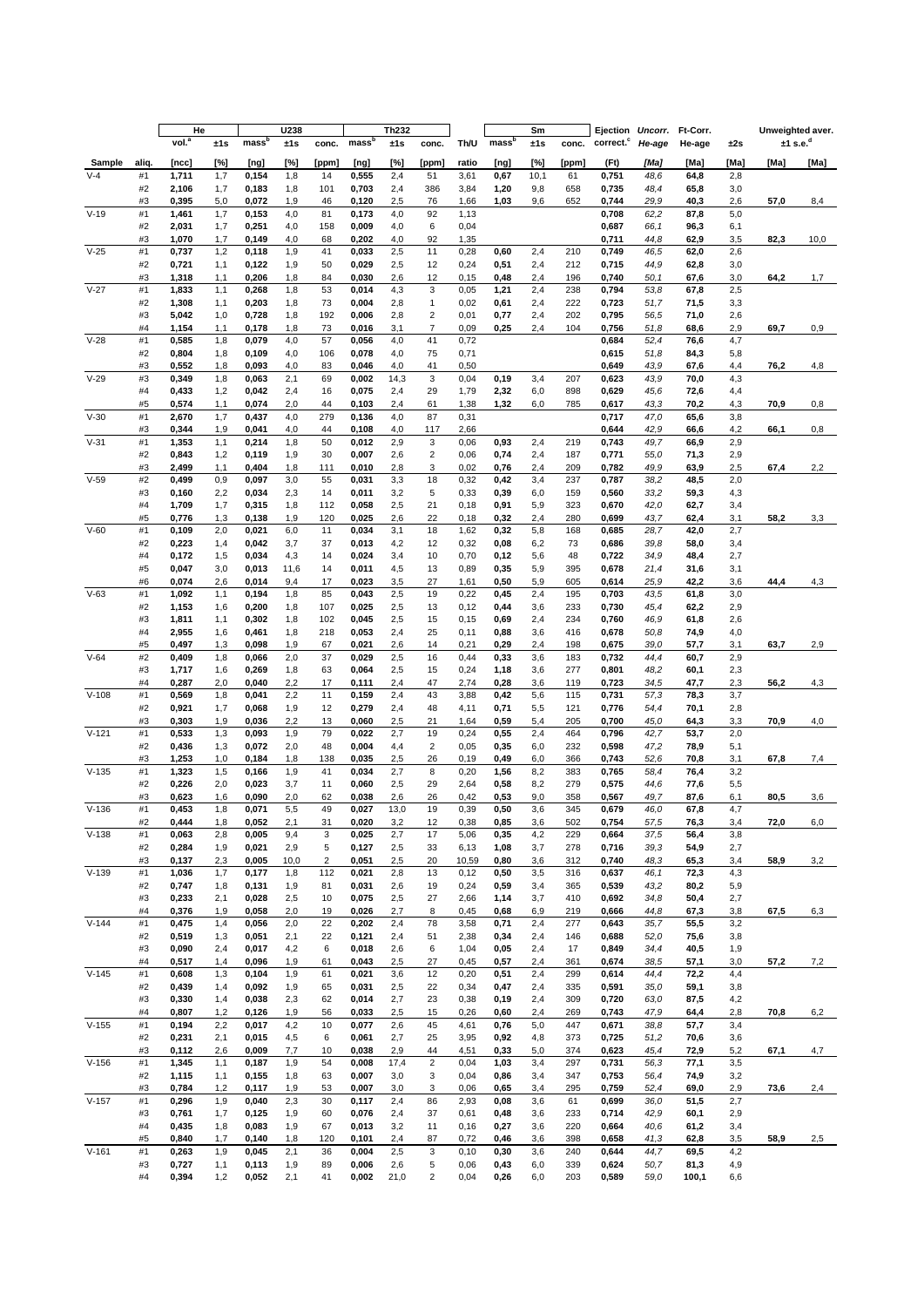| | | He | | U238 | | | Th232 | | | | Sm | | | Ejection | *Uncorr.* | Ft-Corr. | | Unweighted aver. | |
|---|---|---|---|---|---|---|---|---|---|---|---|---|---|---|---|---|---|---|---|
| | | vol.[a] | ±1s | mass[b] | ±1s | conc. | mass[b] | ±1s | conc. | Th/U | mass[b] | ±1s | conc. | correct.[c] | *He-age* | He-age | ±2s | ±1 s.e.[d] | |
| **Sample** | **aliq.** | [ncc] | [%] | [ng] | [%] | [ppm] | [ng] | [%] | [ppm] | ratio | [ng] | [%] | [ppm] | (Ft) | *[Ma]* | [Ma] | [Ma] | [Ma] | [Ma] |
| V-4 | #1 | **1,711** | 1,7 | **0,154** | 1,8 | 14 | **0,555** | 2,4 | 51 | 3,61 | **0,67** | 10,1 | 61 | **0,751** | *48,6* | **64,8** | 2,8 | | |
| | #2 | **2,106** | 1,7 | **0,183** | 1,8 | 101 | **0,703** | 2,4 | 386 | 3,84 | **1,20** | 9,8 | 658 | **0,735** | *48,4* | **65,8** | 3,0 | | |
| | #3 | **0,395** | 5,0 | **0,072** | 1,9 | 46 | **0,120** | 2,5 | 76 | 1,66 | **1,03** | 9,6 | 652 | **0,744** | *29,9* | **40,3** | 2,6 | **57,0** | 8,4 |
| V-19 | #1 | **1,461** | 1,7 | **0,153** | 4,0 | 81 | **0,173** | 4,0 | 92 | 1,13 | | | | **0,708** | *62,2* | **87,8** | 5,0 | | |
| | #2 | **2,031** | 1,7 | **0,251** | 4,0 | 158 | **0,009** | 4,0 | 6 | 0,04 | | | | **0,687** | *66,1* | **96,3** | 6,1 | | |
| | #3 | **1,070** | 1,7 | **0,149** | 4,0 | 68 | **0,202** | 4,0 | 92 | 1,35 | | | | **0,711** | *44,8* | **62,9** | 3,5 | **82,3** | 10,0 |
| V-25 | #1 | **0,737** | 1,2 | **0,118** | 1,9 | 41 | **0,033** | 2,5 | 11 | 0,28 | **0,60** | 2,4 | 210 | **0,749** | *46,5* | **62,0** | 2,6 | | |
| | #2 | **0,721** | 1,1 | **0,122** | 1,9 | 50 | **0,029** | 2,5 | 12 | 0,24 | **0,51** | 2,4 | 212 | **0,715** | *44,9* | **62,8** | 3,0 | | |
| | #3 | **1,318** | 1,1 | **0,206** | 1,8 | 84 | **0,030** | 2,6 | 12 | 0,15 | **0,48** | 2,4 | 196 | **0,740** | *50,1* | **67,6** | 3,0 | **64,2** | 1,7 |
| V-27 | #1 | **1,833** | 1,1 | **0,268** | 1,8 | 53 | **0,014** | 4,3 | 3 | 0,05 | **1,21** | 2,4 | 238 | **0,794** | *53,8* | **67,8** | 2,5 | | |
| | #2 | **1,308** | 1,1 | **0,203** | 1,8 | 73 | **0,004** | 2,8 | 1 | 0,02 | **0,61** | 2,4 | 222 | **0,723** | *51,7* | **71,5** | 3,3 | | |
| | #3 | **5,042** | 1,0 | **0,728** | 1,8 | 192 | **0,006** | 2,8 | 2 | 0,01 | **0,77** | 2,4 | 202 | **0,795** | *56,5* | **71,0** | 2,6 | | |
| | #4 | **1,154** | 1,1 | **0,178** | 1,8 | 73 | **0,016** | 3,1 | 7 | 0,09 | **0,25** | 2,4 | 104 | **0,756** | *51,8* | **68,6** | 2,9 | **69,7** | 0,9 |
| V-28 | #1 | **0,585** | 1,8 | **0,079** | 4,0 | 57 | **0,056** | 4,0 | 41 | 0,72 | | | | **0,684** | *52,4* | **76,6** | 4,7 | | |
| | #2 | **0,804** | 1,8 | **0,109** | 4,0 | 106 | **0,078** | 4,0 | 75 | 0,71 | | | | **0,615** | *51,8* | **84,3** | 5,8 | | |
| | #3 | **0,552** | 1,8 | **0,093** | 4,0 | 83 | **0,046** | 4,0 | 41 | 0,50 | | | | **0,649** | *43,9* | **67,6** | 4,4 | **76,2** | 4,8 |
| V-29 | #3 | **0,349** | 1,8 | **0,063** | 2,1 | 69 | **0,002** | 14,3 | 3 | 0,04 | **0,19** | 3,4 | 207 | **0,623** | *43,9* | **70,0** | 4,3 | | |
| | #4 | **0,433** | 1,2 | **0,042** | 2,4 | 16 | **0,075** | 2,4 | 29 | 1,79 | **2,32** | 6,0 | 898 | **0,629** | *45,6* | **72,6** | 4,4 | | |
| | #5 | **0,574** | 1,1 | **0,074** | 2,0 | 44 | **0,103** | 2,4 | 61 | 1,38 | **1,32** | 6,0 | 785 | **0,617** | *43,3* | **70,2** | 4,3 | **70,9** | 0,8 |
| V-30 | #1 | **2,670** | 1,7 | **0,437** | 4,0 | 279 | **0,136** | 4,0 | 87 | 0,31 | | | | **0,717** | *47,0* | **65,6** | 3,8 | | |
| | #3 | **0,344** | 1,9 | **0,041** | 4,0 | 44 | **0,108** | 4,0 | 117 | 2,66 | | | | **0,644** | *42,9* | **66,6** | 4,2 | **66,1** | 0,8 |
| V-31 | #1 | **1,353** | 1,1 | **0,214** | 1,8 | 50 | **0,012** | 2,9 | 3 | 0,06 | **0,93** | 2,4 | 219 | **0,743** | *49,7* | **66,9** | 2,9 | | |
| | #2 | **0,843** | 1,2 | **0,119** | 1,9 | 30 | **0,007** | 2,6 | 2 | 0,06 | **0,74** | 2,4 | 187 | **0,771** | *55,0* | **71,3** | 2,9 | | |
| | #3 | **2,499** | 1,1 | **0,404** | 1,8 | 111 | **0,010** | 2,8 | 3 | 0,02 | **0,76** | 2,4 | 209 | **0,782** | *49,9* | **63,9** | 2,5 | **67,4** | 2,2 |
| V-59 | #2 | **0,499** | 0,9 | **0,097** | 3,0 | 55 | **0,031** | 3,3 | 18 | 0,32 | **0,42** | 3,4 | 237 | **0,787** | *38,2* | **48,5** | 2,0 | | |
| | #3 | **0,160** | 2,2 | **0,034** | 2,3 | 14 | **0,011** | 3,2 | 5 | 0,33 | **0,39** | 6,0 | 159 | **0,560** | *33,2* | **59,3** | 4,3 | | |
| | #4 | **1,709** | 1,7 | **0,315** | 1,8 | 112 | **0,058** | 2,5 | 21 | 0,18 | **0,91** | 5,9 | 323 | **0,670** | *42,0* | **62,7** | 3,4 | | |
| | #5 | **0,776** | 1,3 | **0,138** | 1,9 | 120 | **0,025** | 2,6 | 22 | 0,18 | **0,32** | 2,4 | 280 | **0,699** | *43,7* | **62,4** | 3,1 | **58,2** | 3,3 |
| V-60 | #1 | **0,109** | 2,0 | **0,021** | 6,0 | 11 | **0,034** | 3,1 | 18 | 1,62 | **0,32** | 5,8 | 168 | **0,685** | *28,7* | **42,0** | 2,7 | | |
| | #2 | **0,223** | 1,4 | **0,042** | 3,7 | 37 | **0,013** | 4,2 | 12 | 0,32 | **0,08** | 6,2 | 73 | **0,686** | *39,8* | **58,0** | 3,4 | | |
| | #4 | **0,172** | 1,5 | **0,034** | 4,3 | 14 | **0,024** | 3,4 | 10 | 0,70 | **0,12** | 5,6 | 48 | **0,722** | *34,9* | **48,4** | 2,7 | | |
| | #5 | **0,047** | 3,0 | **0,013** | 11,6 | 14 | **0,011** | 4,5 | 13 | 0,89 | **0,35** | 5,9 | 395 | **0,678** | *21,4* | **31,6** | 3,1 | | |
| | #6 | **0,074** | 2,6 | **0,014** | 9,4 | 17 | **0,023** | 3,5 | 27 | 1,61 | **0,50** | 5,9 | 605 | **0,614** | *25,9* | **42,2** | 3,6 | **44,4** | 4,3 |
| V-63 | #1 | **1,092** | 1,1 | **0,194** | 1,8 | 85 | **0,043** | 2,5 | 19 | 0,22 | **0,45** | 2,4 | 195 | **0,703** | *43,5* | **61,8** | 3,0 | | |
| | #2 | **1,153** | 1,6 | **0,200** | 1,8 | 107 | **0,025** | 2,5 | 13 | 0,12 | **0,44** | 3,6 | 233 | **0,730** | *45,4* | **62,2** | 2,9 | | |
| | #3 | **1,811** | 1,1 | **0,302** | 1,8 | 102 | **0,045** | 2,5 | 15 | 0,15 | **0,69** | 2,4 | 234 | **0,760** | *46,9* | **61,8** | 2,6 | | |
| | #4 | **2,955** | 1,6 | **0,461** | 1,8 | 218 | **0,053** | 2,4 | 25 | 0,11 | **0,88** | 3,6 | 416 | **0,678** | *50,8* | **74,9** | 4,0 | | |
| | #5 | **0,497** | 1,3 | **0,098** | 1,9 | 67 | **0,021** | 2,6 | 14 | 0,21 | **0,29** | 2,4 | 198 | **0,675** | *39,0* | **57,7** | 3,1 | **63,7** | 2,9 |
| V-64 | #2 | **0,409** | 1,8 | **0,066** | 2,0 | 37 | **0,029** | 2,5 | 16 | 0,44 | **0,33** | 3,6 | 183 | **0,732** | *44,4* | **60,7** | 2,9 | | |
| | #3 | **1,717** | 1,6 | **0,269** | 1,8 | 63 | **0,064** | 2,5 | 15 | 0,24 | **1,18** | 3,6 | 277 | **0,801** | *48,2* | **60,1** | 2,3 | | |
| | #4 | **0,287** | 2,0 | **0,040** | 2,2 | 17 | **0,111** | 2,4 | 47 | 2,74 | **0,28** | 3,6 | 119 | **0,723** | *34,5* | **47,7** | 2,3 | **56,2** | 4,3 |
| V-108 | #1 | **0,569** | 1,8 | **0,041** | 2,2 | 11 | **0,159** | 2,4 | 43 | 3,88 | **0,42** | 5,6 | 115 | **0,731** | *57,3* | **78,3** | 3,7 | | |
| | #2 | **0,921** | 1,7 | **0,068** | 1,9 | 12 | **0,279** | 2,4 | 48 | 4,11 | **0,71** | 5,5 | 121 | **0,776** | *54,4* | **70,1** | 2,8 | | |
| | #3 | **0,303** | 1,9 | **0,036** | 2,2 | 13 | **0,060** | 2,5 | 21 | 1,64 | **0,59** | 5,4 | 205 | **0,700** | *45,0* | **64,3** | 3,3 | **70,9** | 4,0 |
| V-121 | #1 | **0,533** | 1,3 | **0,093** | 1,9 | 79 | **0,022** | 2,7 | 19 | 0,24 | **0,55** | 2,4 | 464 | **0,796** | *42,7* | **53,7** | 2,0 | | |
| | #2 | **0,436** | 1,3 | **0,072** | 2,0 | 48 | **0,004** | 4,4 | 2 | 0,05 | **0,35** | 6,0 | 232 | **0,598** | *47,2* | **78,9** | 5,1 | | |
| | #3 | **1,253** | 1,0 | **0,184** | 1,8 | 138 | **0,035** | 2,5 | 26 | 0,19 | **0,49** | 6,0 | 366 | **0,743** | *52,6* | **70,8** | 3,1 | **67,8** | 7,4 |
| V-135 | #1 | **1,323** | 1,5 | **0,166** | 1,9 | 41 | **0,034** | 2,7 | 8 | 0,20 | **1,56** | 8,2 | 383 | **0,765** | *58,4* | **76,4** | 3,2 | | |
| | #2 | **0,226** | 2,0 | **0,023** | 3,7 | 11 | **0,060** | 2,5 | 29 | 2,64 | **0,58** | 8,2 | 279 | **0,575** | *44,6* | **77,6** | 5,5 | | |
| | #3 | **0,623** | 1,6 | **0,090** | 2,0 | 62 | **0,038** | 2,6 | 26 | 0,42 | **0,53** | 9,0 | 358 | **0,567** | *49,7* | **87,6** | 6,1 | **80,5** | 3,6 |
| V-136 | #1 | **0,453** | 1,8 | **0,071** | 5,5 | 49 | **0,027** | 13,0 | 19 | 0,39 | **0,50** | 3,6 | 345 | **0,679** | *46,0* | **67,8** | 4,7 | | |
| | #2 | **0,444** | 1,8 | **0,052** | 2,1 | 31 | **0,020** | 3,2 | 12 | 0,38 | **0,85** | 3,6 | 502 | **0,754** | *57,5* | **76,3** | 3,4 | **72,0** | 6,0 |
| V-138 | #1 | **0,063** | 2,8 | **0,005** | 9,4 | 3 | **0,025** | 2,7 | 17 | 5,06 | **0,35** | 4,2 | 229 | **0,664** | *37,5* | **56,4** | 3,8 | | |
| | #2 | **0,284** | 1,9 | **0,021** | 2,9 | 5 | **0,127** | 2,5 | 33 | 6,13 | **1,08** | 3,7 | 278 | **0,716** | *39,3* | **54,9** | 2,7 | | |
| | #3 | **0,137** | 2,3 | **0,005** | 10,0 | 2 | **0,051** | 2,5 | 20 | 10,59 | **0,80** | 3,6 | 312 | **0,740** | *48,3* | **65,3** | 3,4 | **58,9** | 3,2 |
| V-139 | #1 | **1,036** | 1,7 | **0,177** | 1,8 | 112 | **0,021** | 2,8 | 13 | 0,12 | **0,50** | 3,5 | 316 | **0,637** | *46,1* | **72,3** | 4,3 | | |
| | #2 | **0,747** | 1,8 | **0,131** | 1,9 | 81 | **0,031** | 2,6 | 19 | 0,24 | **0,59** | 3,4 | 365 | **0,539** | *43,2* | **80,2** | 5,9 | | |
| | #3 | **0,233** | 2,1 | **0,028** | 2,5 | 10 | **0,075** | 2,5 | 27 | 2,66 | **1,14** | 3,7 | 410 | **0,692** | *34,8* | **50,4** | 2,7 | | |
| | #4 | **0,376** | 1,9 | **0,058** | 2,0 | 19 | **0,026** | 2,7 | 8 | 0,45 | **0,68** | 6,9 | 219 | **0,666** | *44,8* | **67,3** | 3,8 | **67,5** | 6,3 |
| V-144 | #1 | **0,475** | 1,4 | **0,056** | 2,0 | 22 | **0,202** | 2,4 | 78 | 3,58 | **0,71** | 2,4 | 277 | **0,643** | *35,7* | **55,5** | 3,2 | | |
| | #2 | **0,519** | 1,3 | **0,051** | 2,1 | 22 | **0,121** | 2,4 | 51 | 2,38 | **0,34** | 2,4 | 146 | **0,688** | *52,0* | **75,6** | 3,8 | | |
| | #3 | **0,090** | 2,4 | **0,017** | 4,2 | 6 | **0,018** | 2,6 | 6 | 1,04 | **0,05** | 2,4 | 17 | **0,849** | *34,4* | **40,5** | 1,9 | | |
| | #4 | **0,517** | 1,4 | **0,096** | 1,9 | 61 | **0,043** | 2,5 | 27 | 0,45 | **0,57** | 2,4 | 361 | **0,674** | *38,5* | **57,1** | 3,0 | **57,2** | 7,2 |
| V-145 | #1 | **0,608** | 1,3 | **0,104** | 1,9 | 61 | **0,021** | 3,6 | 12 | 0,20 | **0,51** | 2,4 | 299 | **0,614** | *44,4* | **72,2** | 4,4 | | |
| | #2 | **0,439** | 1,4 | **0,092** | 1,9 | 65 | **0,031** | 2,5 | 22 | 0,34 | **0,47** | 2,4 | 335 | **0,591** | *35,0* | **59,1** | 3,8 | | |
| | #3 | **0,330** | 1,4 | **0,038** | 2,3 | 62 | **0,014** | 2,7 | 23 | 0,38 | **0,19** | 2,4 | 309 | **0,720** | *63,0* | **87,5** | 4,2 | | |
| | #4 | **0,807** | 1,2 | **0,126** | 1,9 | 56 | **0,033** | 2,5 | 15 | 0,26 | **0,60** | 2,4 | 269 | **0,743** | *47,9* | **64,4** | 2,8 | **70,8** | 6,2 |
| V-155 | #1 | **0,194** | 2,2 | **0,017** | 4,2 | 10 | **0,077** | 2,6 | 45 | 4,61 | **0,76** | 5,0 | 447 | **0,671** | *38,8* | **57,7** | 3,4 | | |
| | #2 | **0,231** | 2,1 | **0,015** | 4,5 | 6 | **0,061** | 2,7 | 25 | 3,95 | **0,92** | 4,8 | 373 | **0,725** | *51,2* | **70,6** | 3,6 | | |
| | #3 | **0,112** | 2,6 | **0,009** | 7,7 | 10 | **0,038** | 2,9 | 44 | 4,51 | **0,33** | 5,0 | 374 | **0,623** | *45,4* | **72,9** | 5,2 | **67,1** | 4,7 |
| V-156 | #1 | **1,345** | 1,1 | **0,187** | 1,9 | 54 | **0,008** | 17,4 | 2 | 0,04 | **1,03** | 3,4 | 297 | **0,731** | *56,3* | **77,1** | 3,5 | | |
| | #2 | **1,115** | 1,1 | **0,155** | 1,8 | 63 | **0,007** | 3,0 | 3 | 0,04 | **0,86** | 3,4 | 347 | **0,753** | *56,4* | **74,9** | 3,2 | | |
| | #3 | **0,784** | 1,2 | **0,117** | 1,9 | 53 | **0,007** | 3,0 | 3 | 0,06 | **0,65** | 3,4 | 295 | **0,759** | *52,4* | **69,0** | 2,9 | **73,6** | 2,4 |
| V-157 | #1 | **0,296** | 1,9 | **0,040** | 2,3 | 30 | **0,117** | 2,4 | 86 | 2,93 | **0,08** | 3,6 | 61 | **0,699** | *36,0* | **51,5** | 2,7 | | |
| | #3 | **0,761** | 1,7 | **0,125** | 1,9 | 60 | **0,076** | 2,4 | 37 | 0,61 | **0,48** | 3,6 | 233 | **0,714** | *42,9* | **60,1** | 2,9 | | |
| | #4 | **0,435** | 1,8 | **0,083** | 1,9 | 67 | **0,013** | 3,2 | 11 | 0,16 | **0,27** | 3,6 | 220 | **0,664** | *40,6* | **61,2** | 3,4 | | |
| | #5 | **0,840** | 1,7 | **0,140** | 1,8 | 120 | **0,101** | 2,4 | 87 | 0,72 | **0,46** | 3,6 | 398 | **0,658** | *41,3* | **62,8** | 3,5 | **58,9** | 2,5 |
| V-161 | #1 | **0,263** | 1,9 | **0,045** | 2,1 | 36 | **0,004** | 2,5 | 3 | 0,10 | **0,30** | 3,6 | 240 | **0,644** | *44,7* | **69,5** | 4,2 | | |
| | #3 | **0,727** | 1,1 | **0,113** | 1,9 | 89 | **0,006** | 2,6 | 5 | 0,06 | **0,43** | 6,0 | 339 | **0,624** | *50,7* | **81,3** | 4,9 | | |
| | #4 | **0,394** | 1,2 | **0,052** | 2,1 | 41 | **0,002** | 21,0 | 2 | 0,04 | **0,26** | 6,0 | 203 | **0,589** | *59,0* | **100,1** | 6,6 | | |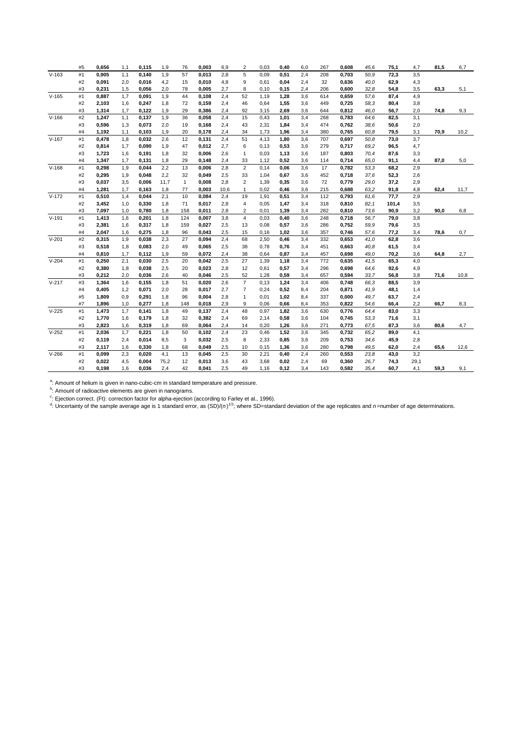| | | | | | | | | | | | | | | | | | | | | | |
|---|---|---|---|---|---|---|---|---|---|---|---|---|---|---|---|---|---|---|---|---|---|
| | #5 | **0,656** | 1,1 | **0,115** | 1,9 | 76 | **0,003** | 6,9 | 2 | 0,03 | **0,40** | 6,0 | 267 | **0,608** | *45,6* | **75,1** | 4,7 | **81,5** | 6,7 |
| V-163 | #1 | **0,905** | 1,1 | **0,140** | 1,9 | 57 | **0,013** | 2,8 | 5 | 0,09 | **0,51** | 2,4 | 208 | **0,703** | *50,9* | **72,3** | 3,5 | | |
| | #2 | **0,091** | 2,0 | **0,016** | 4,2 | 15 | **0,010** | 4,8 | 9 | 0,61 | **0,04** | 2,4 | 32 | **0,636** | *40,0* | **62,9** | 4,3 | | |
| | #3 | **0,231** | 1,5 | **0,056** | 2,0 | 78 | **0,005** | 2,7 | 8 | 0,10 | **0,15** | 2,4 | 206 | **0,600** | *32,8* | **54,8** | 3,5 | **63,3** | 5,1 |
| V-165 | #1 | **0,887** | 1,7 | **0,091** | 1,9 | 44 | **0,108** | 2,4 | 52 | 1,19 | **1,28** | 3,6 | 614 | **0,659** | *57,6* | **87,4** | 4,9 | | |
| | #2 | **2,103** | 1,6 | **0,247** | 1,8 | 72 | **0,159** | 2,4 | 46 | 0,64 | **1,55** | 3,6 | 449 | **0,725** | *58,3* | **80,4** | 3,8 | | |
| | #3 | **1,314** | 1,7 | **0,122** | 1,9 | 29 | **0,386** | 2,4 | 92 | 3,15 | **2,69** | 3,6 | 644 | **0,812** | *46,0* | **56,7** | 2,0 | **74,8** | 9,3 |
| V-166 | #2 | **1,247** | 1,1 | **0,137** | 1,9 | 36 | **0,058** | 2,4 | 15 | 0,43 | **1,01** | 3,4 | 268 | **0,783** | *64,6* | **82,5** | 3,1 | | |
| | #3 | **0,596** | 1,3 | **0,073** | 2,0 | 19 | **0,168** | 2,4 | 43 | 2,31 | **1,84** | 3,4 | 474 | **0,762** | *38,6* | **50,6** | 2,0 | | |
| | #4 | **1,192** | 1,1 | **0,103** | 1,9 | 20 | **0,178** | 2,4 | 34 | 1,73 | **1,96** | 3,4 | 380 | **0,765** | *60,8* | **79,5** | 3,1 | **70,9** | 10,2 |
| V-167 | #1 | **0,478** | 1,8 | **0,032** | 2,6 | 12 | **0,131** | 2,4 | 51 | 4,13 | **1,80** | 3,6 | 707 | **0,697** | *50,8* | **73,0** | 3,7 | | |
| | #2 | **0,814** | 1,7 | **0,090** | 1,9 | 47 | **0,012** | 2,7 | 6 | 0,13 | **0,53** | 3,6 | 279 | **0,717** | *69,2* | **96,5** | 4,7 | | |
| | #3 | **1,723** | 1,6 | **0,191** | 1,8 | 32 | **0,006** | 2,6 | 1 | 0,03 | **1,13** | 3,6 | 187 | **0,803** | *70,4* | **87,6** | 3,3 | | |
| | #4 | **1,347** | 1,7 | **0,131** | 1,8 | 29 | **0,148** | 2,4 | 33 | 1,12 | **0,52** | 3,6 | 114 | **0,714** | *65,0* | **91,1** | 4,4 | **87,0** | 5,0 |
| V-168 | #1 | **0,298** | 1,9 | **0,044** | 2,2 | 13 | **0,006** | 2,8 | 2 | 0,14 | **0,06** | 3,6 | 17 | **0,782** | *53,3* | **68,2** | 2,9 | | |
| | #2 | **0,295** | 1,9 | **0,048** | 2,2 | 32 | **0,049** | 2,5 | 33 | 1,04 | **0,67** | 3,6 | 452 | **0,718** | *37,6* | **52,3** | 2,6 | | |
| | #3 | **0,037** | 3,5 | **0,006** | 11,7 | 1 | **0,008** | 2,8 | 2 | 1,39 | **0,35** | 3,6 | 72 | **0,779** | *29,0* | **37,2** | 2,9 | | |
| | #4 | **1,281** | 1,7 | **0,163** | 1,8 | 77 | **0,003** | 10,6 | 1 | 0,02 | **0,46** | 3,6 | 215 | **0,688** | *63,2* | **91,8** | 4,8 | **62,4** | 11,7 |
| V-172 | #1 | **0,510** | 1,4 | **0,044** | 2,1 | 10 | **0,084** | 2,4 | 19 | 1,91 | **0,51** | 3,4 | 112 | **0,793** | *61,6* | **77,7** | 2,9 | | |
| | #2 | **3,452** | 1,0 | **0,330** | 1,8 | 71 | **0,017** | 2,8 | 4 | 0,05 | **1,47** | 3,4 | 318 | **0,810** | *82,1* | **101,4** | 3,5 | | |
| | #3 | **7,097** | 1,0 | **0,780** | 1,8 | 158 | **0,011** | 2,8 | 2 | 0,01 | **1,39** | 3,4 | 282 | **0,810** | *73,6* | **90,9** | 3,2 | **90,0** | 6,8 |
| V-191 | #1 | **1,413** | 1,6 | **0,201** | 1,8 | 124 | **0,007** | 3,8 | 4 | 0,03 | **0,40** | 3,6 | 248 | **0,718** | *56,7* | **79,0** | 3,8 | | |
| | #3 | **2,381** | 1,6 | **0,317** | 1,8 | 159 | **0,027** | 2,5 | 13 | 0,08 | **0,57** | 3,6 | 286 | **0,752** | *59,9* | **79,6** | 3,5 | | |
| | #4 | **2,047** | 1,6 | **0,275** | 1,8 | 96 | **0,043** | 2,5 | 15 | 0,16 | **1,02** | 3,6 | 357 | **0,746** | *57,6* | **77,2** | 3,4 | **78,6** | 0,7 |
| V-201 | #2 | **0,315** | 1,9 | **0,038** | 2,3 | 27 | **0,094** | 2,4 | 68 | 2,50 | **0,46** | 3,4 | 332 | **0,653** | *41,0* | **62,8** | 3,6 | | |
| | #3 | **0,518** | 1,8 | **0,083** | 2,0 | 49 | **0,065** | 2,5 | 38 | 0,78 | **0,76** | 3,4 | 451 | **0,663** | *40,8* | **61,5** | 3,4 | | |
| | #4 | **0,810** | 1,7 | **0,112** | 1,9 | 59 | **0,072** | 2,4 | 38 | 0,64 | **0,87** | 3,4 | 457 | **0,698** | *49,0* | **70,2** | 3,6 | **64,8** | 2,7 |
| V-204 | #1 | **0,250** | 2,1 | **0,030** | 2,5 | 20 | **0,042** | 2,5 | 27 | 1,39 | **1,18** | 3,4 | 772 | **0,635** | *41,5* | **65,3** | 4,0 | | |
| | #2 | **0,380** | 1,8 | **0,038** | 2,5 | 20 | **0,023** | 2,8 | 12 | 0,61 | **0,57** | 3,4 | 296 | **0,698** | *64,6* | **92,6** | 4,9 | | |
| | #3 | **0,212** | 2,0 | **0,036** | 2,6 | 40 | **0,046** | 2,5 | 52 | 1,28 | **0,59** | 3,4 | 657 | **0,594** | *33,7* | **56,8** | 3,8 | **71,6** | 10,8 |
| V-217 | #3 | **1,364** | 1,6 | **0,155** | 1,8 | 51 | **0,020** | 2,6 | 7 | 0,13 | **1,24** | 3,4 | 406 | **0,748** | *66,3* | **88,5** | 3,9 | | |
| | #4 | **0,405** | 1,2 | **0,071** | 2,0 | 28 | **0,017** | 2,7 | 7 | 0,24 | **0,52** | 8,4 | 204 | **0,871** | *41,9* | **48,1** | 1,4 | | |
| | #5 | **1,809** | 0,9 | **0,291** | 1,8 | 96 | **0,004** | 2,8 | 1 | 0,01 | **1,02** | 8,4 | 337 | **0,000** | *49,7* | **63,7** | 2,4 | | |
| | #7 | **1,896** | 1,0 | **0,277** | 1,8 | 148 | **0,018** | 2,9 | 9 | 0,06 | **0,66** | 8,4 | 353 | **0,822** | *54,6* | **66,4** | 2,2 | **66,7** | 8,3 |
| V-225 | #1 | **1,473** | 1,7 | **0,141** | 1,8 | 49 | **0,137** | 2,4 | 48 | 0,97 | **1,82** | 3,6 | 630 | **0,776** | *64,4* | **83,0** | 3,3 | | |
| | #2 | **1,770** | 1,6 | **0,179** | 1,8 | 32 | **0,382** | 2,4 | 69 | 2,14 | **0,58** | 3,6 | 104 | **0,745** | *53,3* | **71,6** | 3,1 | | |
| | #3 | **2,823** | 1,6 | **0,319** | 1,8 | 69 | **0,064** | 2,4 | 14 | 0,20 | **1,26** | 3,6 | 271 | **0,773** | *67,5* | **87,3** | 3,6 | **80,6** | 4,7 |
| V-252 | #1 | **2,036** | 1,7 | **0,221** | 1,8 | 50 | **0,102** | 2,4 | 23 | 0,46 | **1,52** | 3,6 | 345 | **0,732** | *65,2* | **89,0** | 4,1 | | |
| | #2 | **0,119** | 2,4 | **0,014** | 8,5 | 3 | **0,032** | 2,5 | 8 | 2,33 | **0,85** | 3,6 | 209 | **0,753** | *34,6* | **45,9** | 2,8 | | |
| | #3 | **2,117** | 1,6 | **0,330** | 1,8 | 68 | **0,049** | 2,5 | 10 | 0,15 | **1,36** | 3,6 | 280 | **0,798** | *49,5* | **62,0** | 2,4 | **65,6** | 12,6 |
| V-266 | #1 | **0,099** | 2,3 | **0,020** | 4,1 | 13 | **0,045** | 2,5 | 30 | 2,21 | **0,40** | 2,4 | 260 | **0,553** | *23,8* | **43,0** | 3,2 | | |
| | #2 | **0,022** | 4,5 | **0,004** | 75,2 | 12 | **0,013** | 3,6 | 43 | 3,68 | **0,02** | 2,4 | 69 | **0,360** | *26,7* | **74,3** | 29,1 | | |
| | #3 | **0,198** | 1,6 | **0,036** | 2,4 | 42 | **0,041** | 2,5 | 49 | 1,16 | **0,12** | 3,4 | 143 | **0,582** | *35,4* | **60,7** | 4,1 | **59,3** | 9,1 |

[a]: Amount of helium is given in nano-cubic-cm in standard temperature and pressure.

[b]: Amount of radioactive elements are given in nanograms.

[c]: Ejection correct. (Ft): correction factor for alpha-ejection (according to Farley et al., 1996).

[d]: Uncertainty of the sample average age is 1 standard error, as $(SD)/(n)^{1/2}$; where SD=standard deviation of the age replicates and $n$ =number of age determinations.